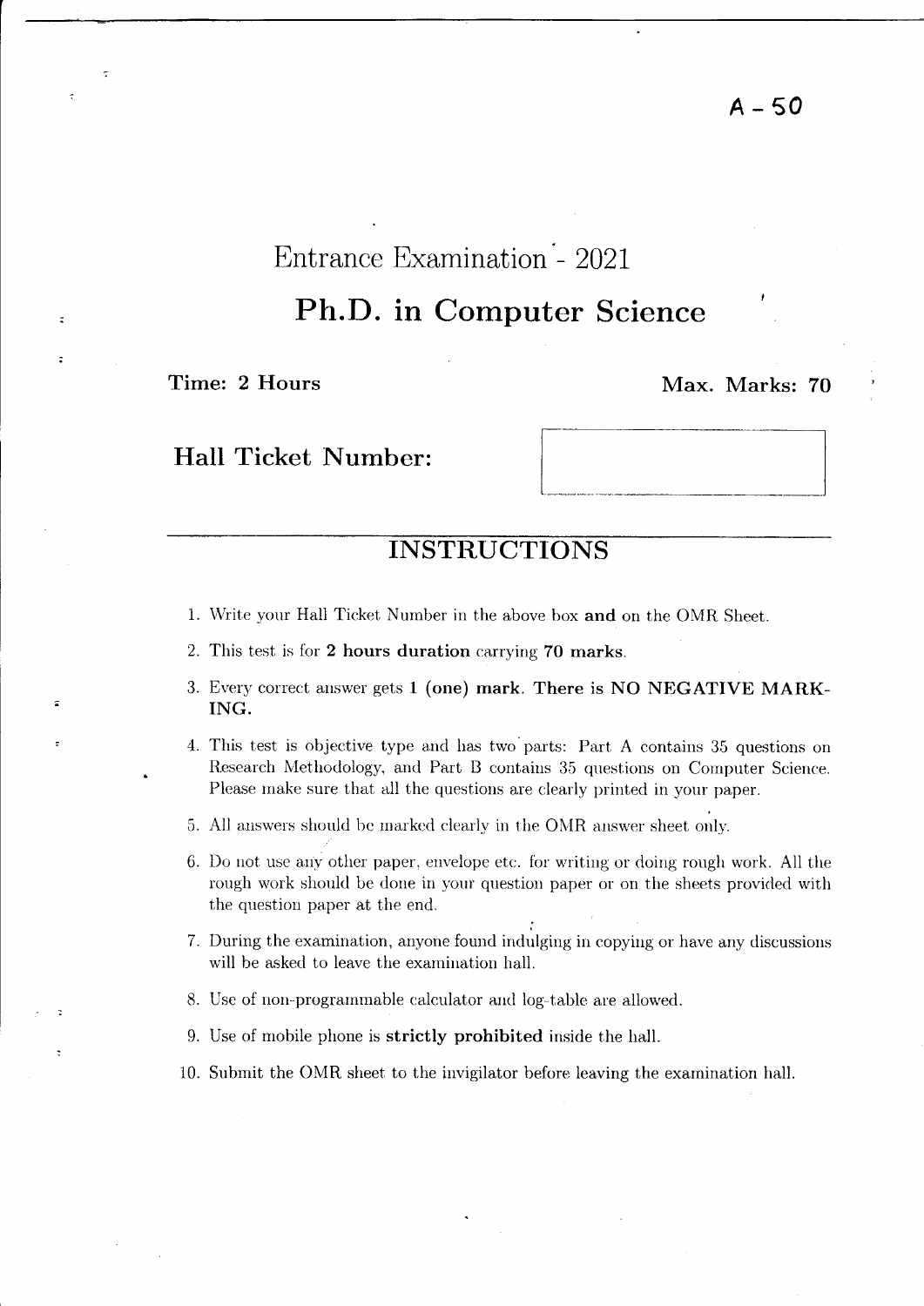A – 50

# Entrance Examination - 2021

# Ph.D. in Computer Science

**Time: 2 Hours** **Max. Marks: 70**

**Hall Ticket Number:**

## INSTRUCTIONS

1. Write your Hall Ticket Number in the above box **and** on the OMR Sheet.
2. This test is for **2 hours duration** carrying **70 marks**.
3. Every correct answer gets **1 (one) mark**. **There is NO NEGATIVE MARKING.**
4. This test is objective type and has two parts: Part A contains 35 questions on Research Methodology, and Part B contains 35 questions on Computer Science. Please make sure that all the questions are clearly printed in your paper.
5. All answers should be marked clearly in the OMR answer sheet only.
6. Do not use any other paper, envelope etc. for writing or doing rough work. All the rough work should be done in your question paper or on the sheets provided with the question paper at the end.
7. During the examination, anyone found indulging in copying or have any discussions will be asked to leave the examination hall.
8. Use of non-programmable calculator and log-table are allowed.
9. Use of mobile phone is **strictly prohibited** inside the hall.
10. Submit the OMR sheet to the invigilator before leaving the examination hall.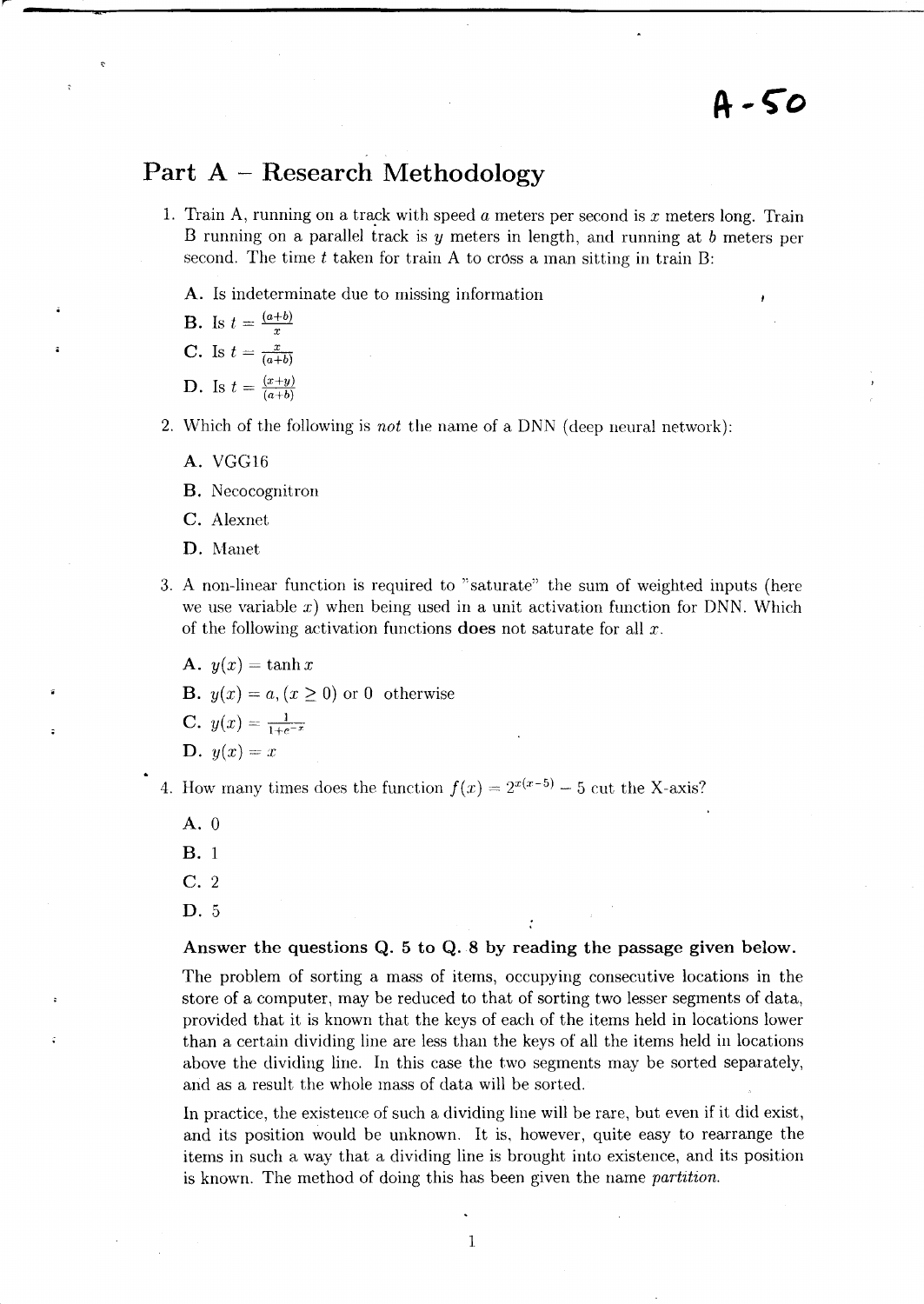A-50

## Part A – Research Methodology

1. Train A, running on a track with speed $a$ meters per second is $x$ meters long. Train B running on a parallel track is $y$ meters in length, and running at $b$ meters per second. The time $t$ taken for train A to cross a man sitting in train B:

   **A.** Is indeterminate due to missing information

   **B.** Is $t = \frac{(a+b)}{x}$

   **C.** Is $t = \frac{x}{(a+b)}$

   **D.** Is $t = \frac{(x+y)}{(a+b)}$

2. Which of the following is *not* the name of a DNN (deep neural network):

   **A.** VGG16

   **B.** Necocognitron

   **C.** Alexnet

   **D.** Manet

3. A non-linear function is required to "saturate" the sum of weighted inputs (here we use variable $x$) when being used in a unit activation function for DNN. Which of the following activation functions **does** not saturate for all $x$.

   **A.** $y(x) = \tanh x$

   **B.** $y(x) = a, (x \geq 0)$ or $0$ otherwise

   **C.** $y(x) = \frac{1}{1+e^{-x}}$

   **D.** $y(x) = x$

4. How many times does the function $f(x) = 2^{x(x-5)} - 5$ cut the X-axis?

   **A.** 0

   **B.** 1

   **C.** 2

   **D.** 5

**Answer the questions Q. 5 to Q. 8 by reading the passage given below.**

The problem of sorting a mass of items, occupying consecutive locations in the store of a computer, may be reduced to that of sorting two lesser segments of data, provided that it is known that the keys of each of the items held in locations lower than a certain dividing line are less than the keys of all the items held in locations above the dividing line. In this case the two segments may be sorted separately, and as a result the whole mass of data will be sorted.

In practice, the existence of such a dividing line will be rare, but even if it did exist, and its position would be unknown. It is, however, quite easy to rearrange the items in such a way that a dividing line is brought into existence, and its position is known. The method of doing this has been given the name *partition*.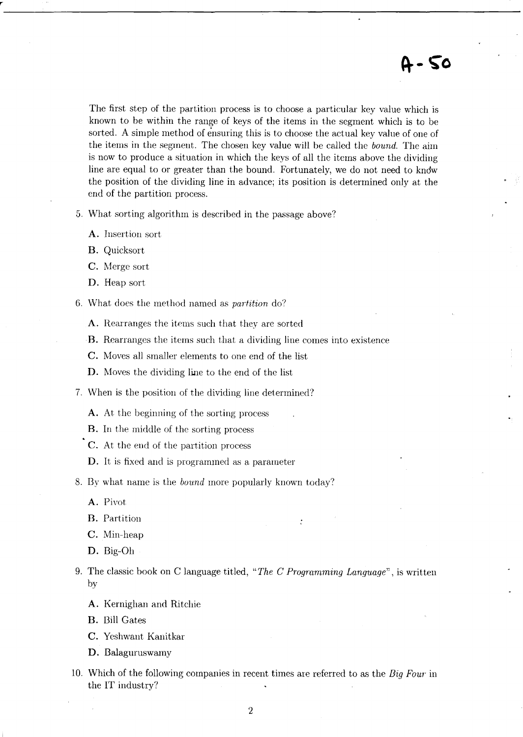# A-50

The first step of the partition process is to choose a particular key value which is known to be within the range of keys of the items in the segment which is to be sorted. A simple method of ensuring this is to choose the actual key value of one of the items in the segment. The chosen key value will be called the *bound*. The aim is now to produce a situation in which the keys of all the items above the dividing line are equal to or greater than the bound. Fortunately, we do not need to know the position of the dividing line in advance; its position is determined only at the end of the partition process.

5. What sorting algorithm is described in the passage above?

   **A.** Insertion sort

   **B.** Quicksort

   **C.** Merge sort

   **D.** Heap sort

6. What does the method named as *partition* do?

   **A.** Rearranges the items such that they are sorted

   **B.** Rearranges the items such that a dividing line comes into existence

   **C.** Moves all smaller elements to one end of the list

   **D.** Moves the dividing line to the end of the list

7. When is the position of the dividing line determined?

   **A.** At the beginning of the sorting process

   **B.** In the middle of the sorting process

   **C.** At the end of the partition process

   **D.** It is fixed and is programmed as a parameter

8. By what name is the *bound* more popularly known today?

   **A.** Pivot

   **B.** Partition

   **C.** Min-heap

   **D.** Big-Oh

9. The classic book on C language titled, "*The C Programming Language*", is written by

   **A.** Kernighan and Ritchie

   **B.** Bill Gates

   **C.** Yeshwant Kanitkar

   **D.** Balaguruswamy

10. Which of the following companies in recent times are referred to as the *Big Four* in the IT industry?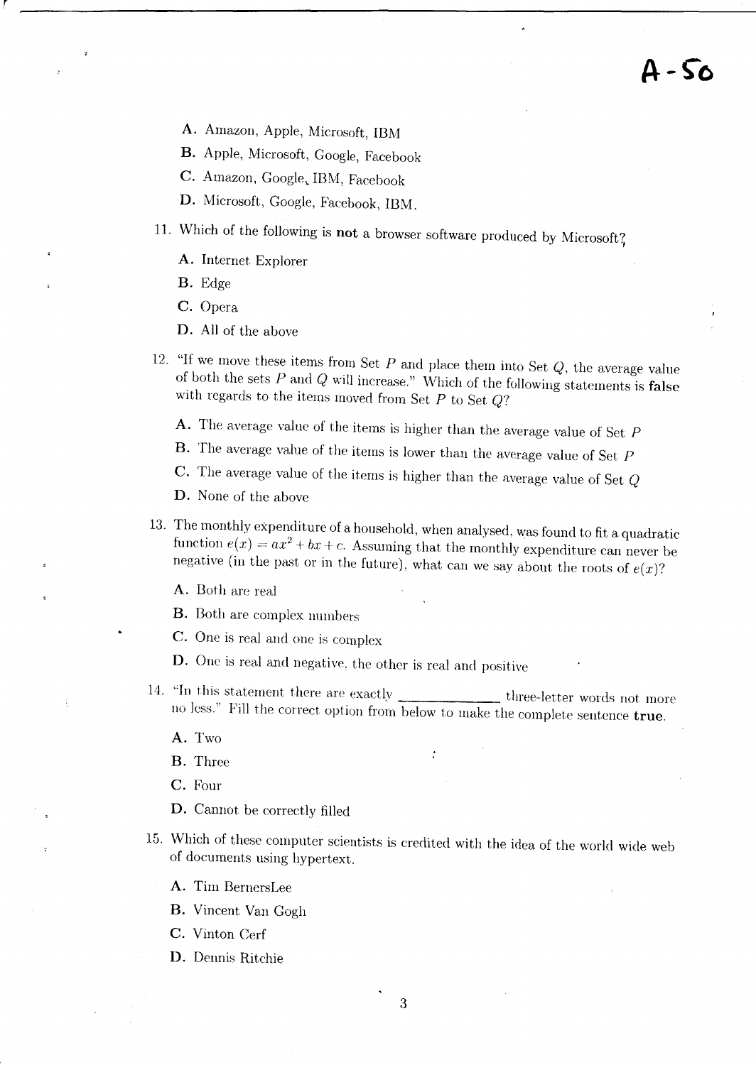A-50

A. Amazon, Apple, Microsoft, IBM

B. Apple, Microsoft, Google, Facebook

C. Amazon, Google, IBM, Facebook

D. Microsoft, Google, Facebook, IBM.

11. Which of the following is **not** a browser software produced by Microsoft?

    A. Internet Explorer

    B. Edge

    C. Opera

    D. All of the above

12. "If we move these items from Set $P$ and place them into Set $Q$, the average value of both the sets $P$ and $Q$ will increase." Which of the following statements is **false** with regards to the items moved from Set $P$ to Set $Q$?

    A. The average value of the items is higher than the average value of Set $P$

    B. The average value of the items is lower than the average value of Set $P$

    C. The average value of the items is higher than the average value of Set $Q$

    D. None of the above

13. The monthly expenditure of a household, when analysed, was found to fit a quadratic function $e(x) = ax^2 + bx + c$. Assuming that the monthly expenditure can never be negative (in the past or in the future), what can we say about the roots of $e(x)$?

    A. Both are real

    B. Both are complex numbers

    C. One is real and one is complex

    D. One is real and negative, the other is real and positive

14. "In this statement there are exactly \_\_\_\_\_\_\_\_\_\_\_\_ three-letter words not more no less." Fill the correct option from below to make the complete sentence **true**.

    A. Two

    B. Three

    C. Four

    D. Cannot be correctly filled

15. Which of these computer scientists is credited with the idea of the world wide web of documents using hypertext.

    A. Tim BernersLee

    B. Vincent Van Gogh

    C. Vinton Cerf

    D. Dennis Ritchie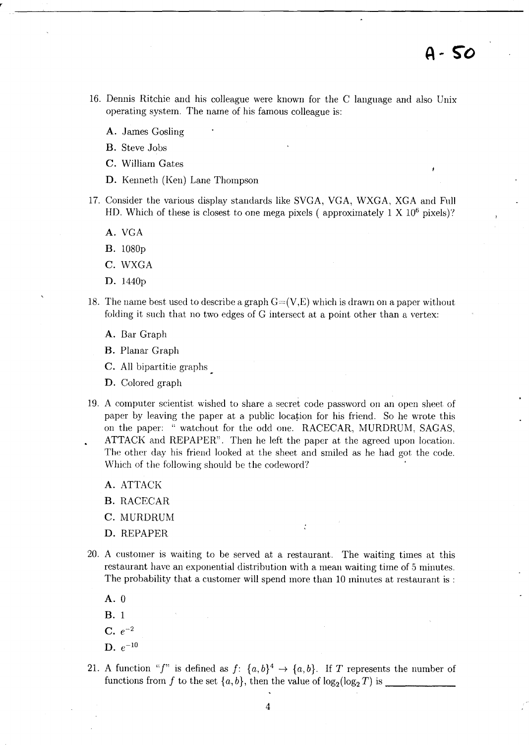# A - 50

16. Dennis Ritchie and his colleague were known for the C language and also Unix operating system. The name of his famous colleague is:

    **A.** James Gosling

    **B.** Steve Jobs

    **C.** William Gates

    **D.** Kenneth (Ken) Lane Thompson

17. Consider the various display standards like SVGA, VGA, WXGA, XGA and Full HD. Which of these is closest to one mega pixels ( approximately 1 X $10^6$ pixels)?

    **A.** VGA

    **B.** 1080p

    **C.** WXGA

    **D.** 1440p

18. The name best used to describe a graph G=(V,E) which is drawn on a paper without folding it such that no two edges of G intersect at a point other than a vertex:

    **A.** Bar Graph

    **B.** Planar Graph

    **C.** All bipartitie graphs

    **D.** Colored graph

19. A computer scientist wished to share a secret code password on an open sheet of paper by leaving the paper at a public location for his friend. So he wrote this on the paper: " watchout for the odd one. RACECAR, MURDRUM, SAGAS, ATTACK and REPAPER". Then he left the paper at the agreed upon location. The other day his friend looked at the sheet and smiled as he had got the code. Which of the following should be the codeword?

    **A.** ATTACK

    **B.** RACECAR

    **C.** MURDRUM

    **D.** REPAPER

20. A customer is waiting to be served at a restaurant. The waiting times at this restaurant have an exponential distribution with a mean waiting time of 5 minutes. The probability that a customer will spend more than 10 minutes at restaurant is :

    **A.** 0

    **B.** 1

    **C.** $e^{-2}$

    **D.** $e^{-10}$

21. A function "$f$" is defined as $f$: $\{a, b\}^4 \rightarrow \{a, b\}$. If $T$ represents the number of functions from $f$ to the set $\{a, b\}$, then the value of $\log_2(\log_2 T)$ is \_\_\_\_\_\_\_\_\_\_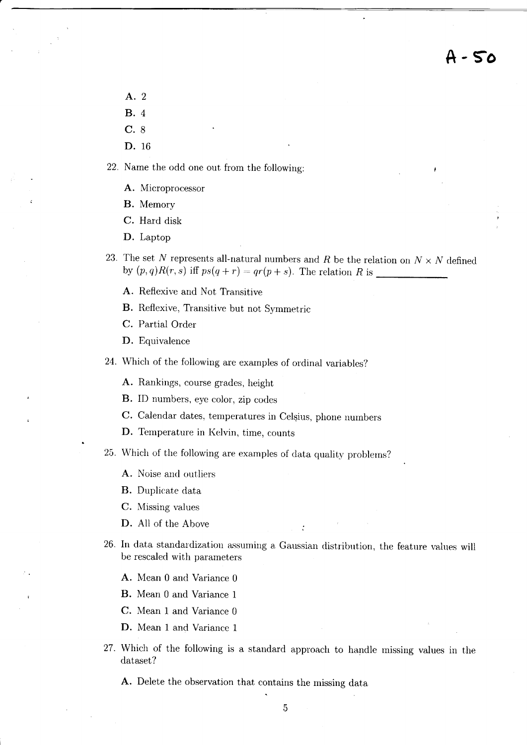A-50

A. 2

B. 4

C. 8

D. 16

22. Name the odd one out from the following:

    A. Microprocessor

    B. Memory

    C. Hard disk

    D. Laptop

23. The set $N$ represents all-natural numbers and $R$ be the relation on $N \times N$ defined by $(p, q)R(r, s)$ iff $ps(q + r) = qr(p + s)$. The relation $R$ is ____________

    A. Reflexive and Not Transitive

    B. Reflexive, Transitive but not Symmetric

    C. Partial Order

    D. Equivalence

24. Which of the following are examples of ordinal variables?

    A. Rankings, course grades, height

    B. ID numbers, eye color, zip codes

    C. Calendar dates, temperatures in Celșius, phone numbers

    D. Temperature in Kelvin, time, counts

25. Which of the following are examples of data quality problems?

    A. Noise and outliers

    B. Duplicate data

    C. Missing values

    D. All of the Above

26. In data standardization assuming a Gaussian distribution, the feature values will be rescaled with parameters

    A. Mean 0 and Variance 0

    B. Mean 0 and Variance 1

    C. Mean 1 and Variance 0

    D. Mean 1 and Variance 1

27. Which of the following is a standard approach to handle missing values in the dataset?

    A. Delete the observation that contains the missing data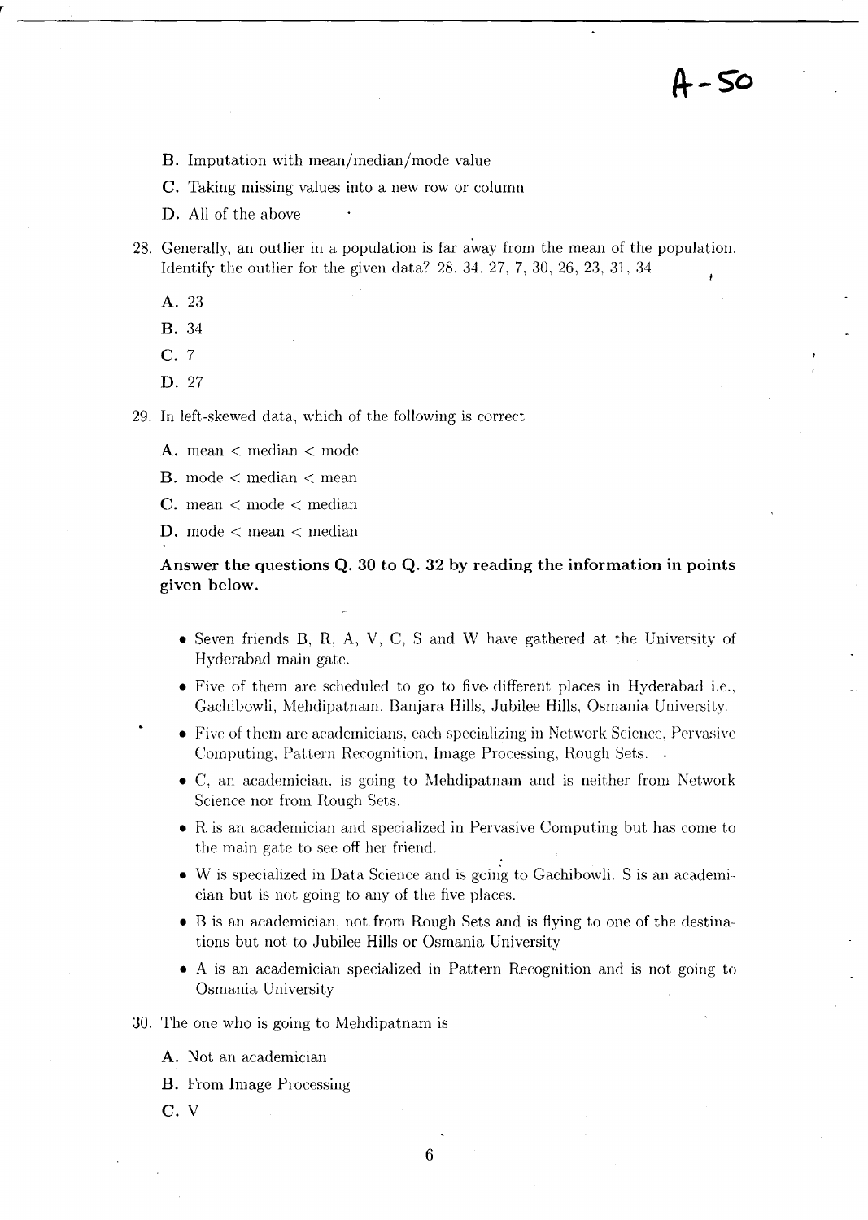**A-50**

B. Imputation with mean/median/mode value

C. Taking missing values into a new row or column

D. All of the above

28. Generally, an outlier in a population is far away from the mean of the population. Identify the outlier for the given data? 28, 34, 27, 7, 30, 26, 23, 31, 34

A. 23

B. 34

C. 7

D. 27

29. In left-skewed data, which of the following is correct

A. mean < median < mode

B. mode < median < mean

C. mean < mode < median

D. mode < mean < median

**Answer the questions Q. 30 to Q. 32 by reading the information in points given below.**

- Seven friends B, R, A, V, C, S and W have gathered at the University of Hyderabad main gate.
- Five of them are scheduled to go to five different places in Hyderabad i.e., Gachibowli, Mehdipatnam, Banjara Hills, Jubilee Hills, Osmania University.
- Five of them are academicians, each specializing in Network Science, Pervasive Computing, Pattern Recognition, Image Processing, Rough Sets.
- C, an academician, is going to Mehdipatnam and is neither from Network Science nor from Rough Sets.
- R is an academician and specialized in Pervasive Computing but has come to the main gate to see off her friend.
- W is specialized in Data Science and is going to Gachibowli. S is an academician but is not going to any of the five places.
- B is an academician, not from Rough Sets and is flying to one of the destinations but not to Jubilee Hills or Osmania University
- A is an academician specialized in Pattern Recognition and is not going to Osmania University

30. The one who is going to Mehdipatnam is

A. Not an academician

B. From Image Processing

C. V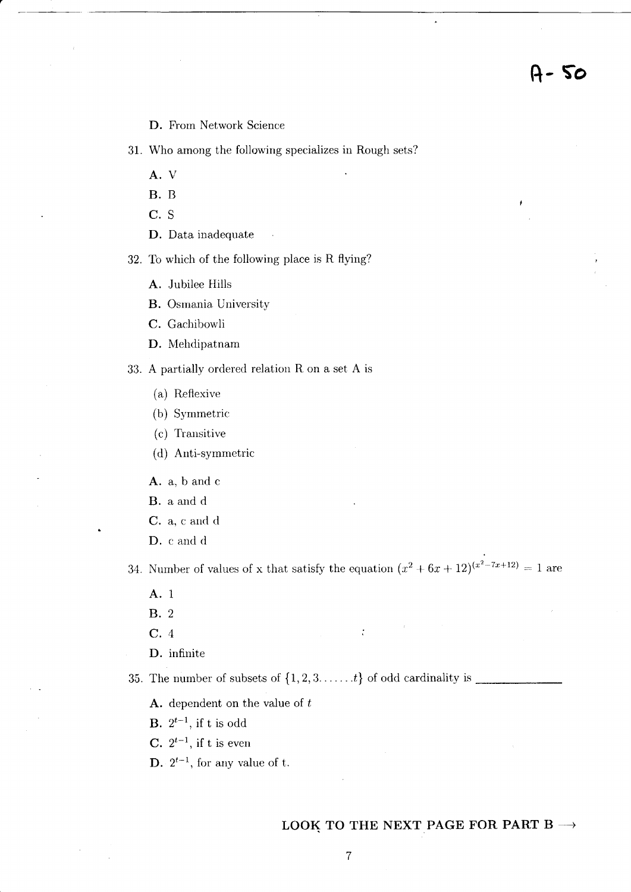D. From Network Science

31. Who among the following specializes in Rough sets?

   A. V

   B. B

   C. S

   D. Data inadequate

32. To which of the following place is R flying?

   A. Jubilee Hills

   B. Osmania University

   C. Gachibowli

   D. Mehdipatnam

33. A partially ordered relation R on a set A is

   (a) Reflexive

   (b) Symmetric

   (c) Transitive

   (d) Anti-symmetric

   A. a, b and c

   B. a and d

   C. a, c and d

   D. c and d

34. Number of values of x that satisfy the equation $(x^2 + 6x + 12)^{(x^2 - 7x + 12)} = 1$ are

   A. 1

   B. 2

   C. 4

   D. infinite

35. The number of subsets of $\{1, 2, 3 \ldots \ldots t\}$ of odd cardinality is \_\_\_\_\_\_\_\_\_\_\_\_

   A. dependent on the value of $t$

   B. $2^{t-1}$, if t is odd

   C. $2^{t-1}$, if t is even

   D. $2^{t-1}$, for any value of t.

**LOOK TO THE NEXT PAGE FOR PART B →**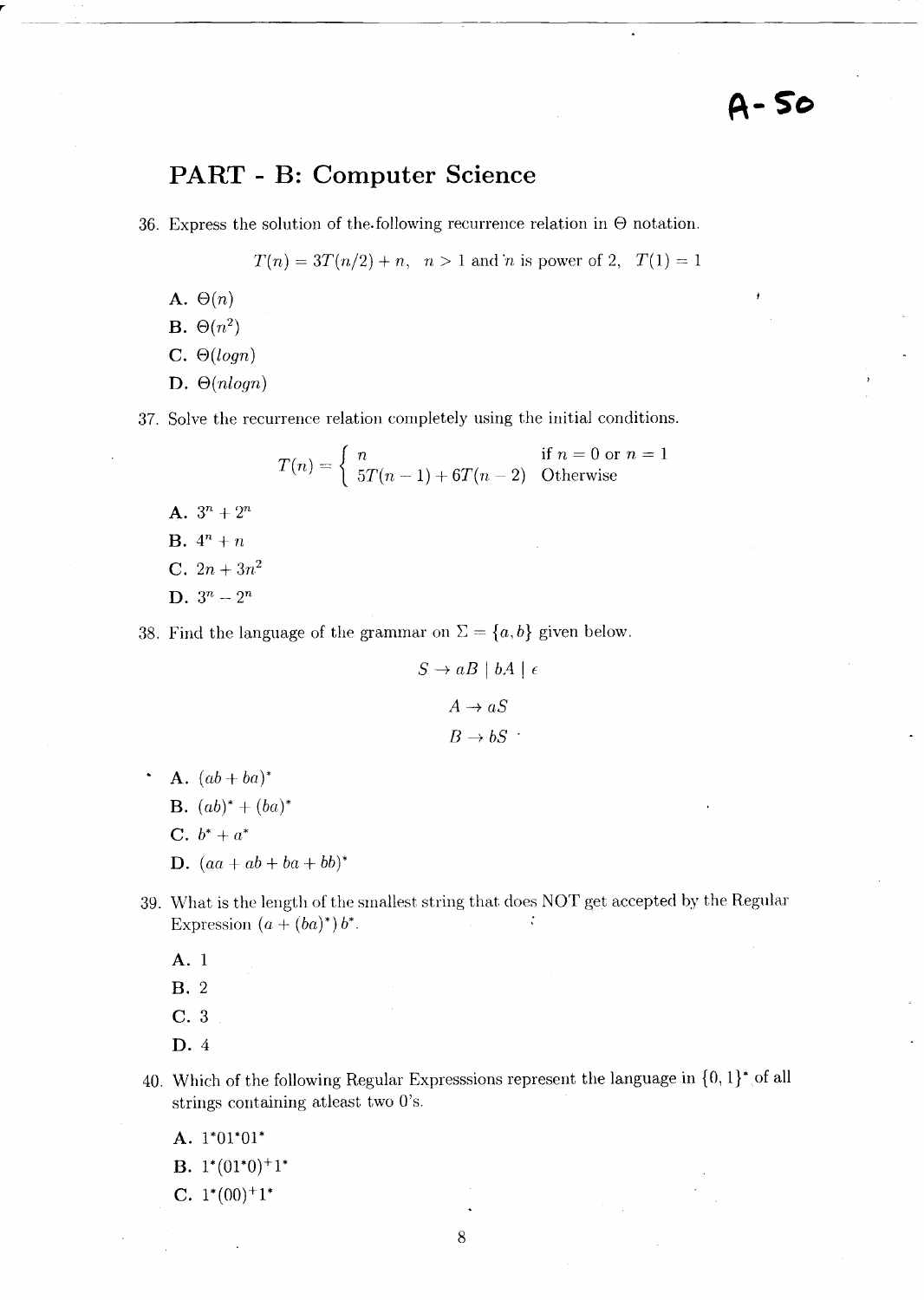A-50

## PART - B: Computer Science

36. Express the solution of the following recurrence relation in $\Theta$ notation.

$$T(n) = 3T(n/2) + n, \quad n > 1 \text{ and } n \text{ is power of 2}, \quad T(1) = 1$$

A. $\Theta(n)$

B. $\Theta(n^2)$

C. $\Theta(logn)$

D. $\Theta(nlogn)$

37. Solve the recurrence relation completely using the initial conditions.

$$T(n) = \begin{cases} n & \text{if } n = 0 \text{ or } n = 1 \\ 5T(n-1) + 6T(n-2) & \text{Otherwise} \end{cases}$$

A. $3^n + 2^n$

B. $4^n + n$

C. $2n + 3n^2$

D. $3^n - 2^n$

38. Find the language of the grammar on $\Sigma = \{a, b\}$ given below.

$$S \rightarrow aB \mid bA \mid \epsilon$$

$$A \rightarrow aS$$

$$B \rightarrow bS$$

A. $(ab + ba)^*$

B. $(ab)^* + (ba)^*$

C. $b^* + a^*$

D. $(aa + ab + ba + bb)^*$

39. What is the length of the smallest string that does NOT get accepted by the Regular Expression $(a + (ba)^*) b^*$.

A. 1

B. 2

C. 3

D. 4

40. Which of the following Regular Expresssions represent the language in $\{0, 1\}^*$ of all strings containing atleast two 0's.

A. $1^*01^*01^*$

B. $1^*(01^*0)^+1^*$

C. $1^*(00)^+1^*$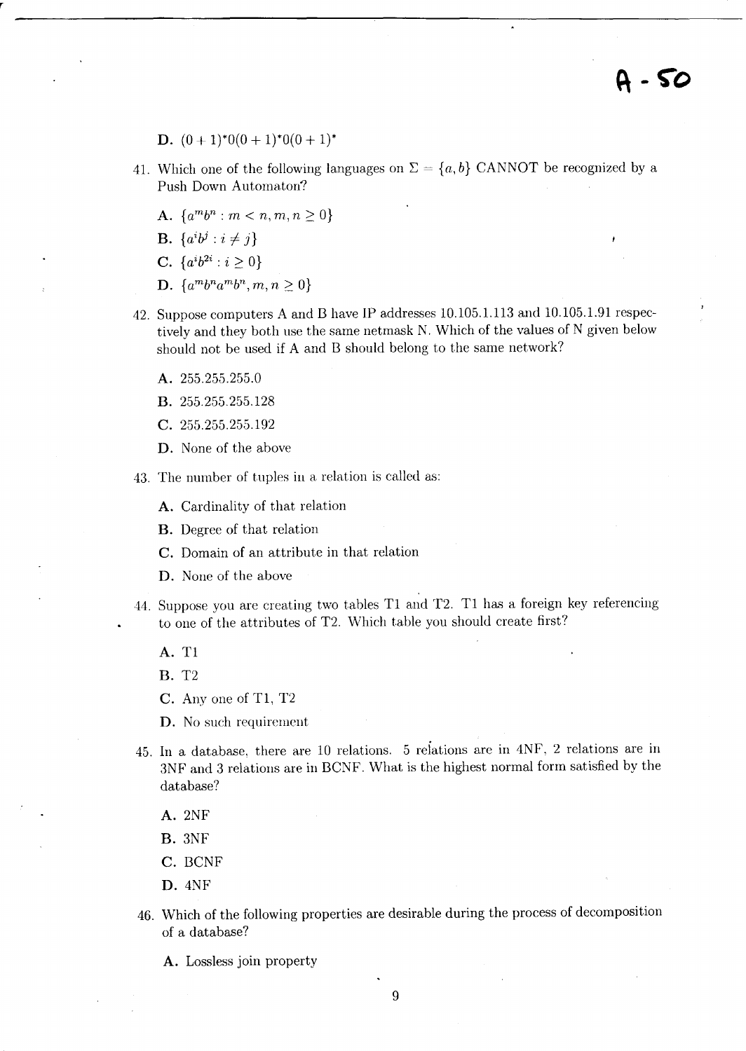A - 50

D. $(0 + 1)^*0(0 + 1)^*0(0 + 1)^*$

41. Which one of the following languages on $\Sigma = \{a, b\}$ CANNOT be recognized by a Push Down Automaton?

    A. $\{a^m b^n : m < n, m, n \geq 0\}$

    B. $\{a^i b^j : i \neq j\}$

    C. $\{a^i b^{2i} : i \geq 0\}$

    D. $\{a^m b^n a^m b^n, m, n \geq 0\}$

42. Suppose computers A and B have IP addresses 10.105.1.113 and 10.105.1.91 respectively and they both use the same netmask N. Which of the values of N given below should not be used if A and B should belong to the same network?

    A. 255.255.255.0

    B. 255.255.255.128

    C. 255.255.255.192

    D. None of the above

43. The number of tuples in a relation is called as:

    A. Cardinality of that relation

    B. Degree of that relation

    C. Domain of an attribute in that relation

    D. None of the above

44. Suppose you are creating two tables T1 and T2. T1 has a foreign key referencing to one of the attributes of T2. Which table you should create first?

    A. T1

    B. T2

    C. Any one of T1, T2

    D. No such requirement

45. In a database, there are 10 relations. 5 relations are in 4NF, 2 relations are in 3NF and 3 relations are in BCNF. What is the highest normal form satisfied by the database?

    A. 2NF

    B. 3NF

    C. BCNF

    D. 4NF

46. Which of the following properties are desirable during the process of decomposition of a database?

    A. Lossless join property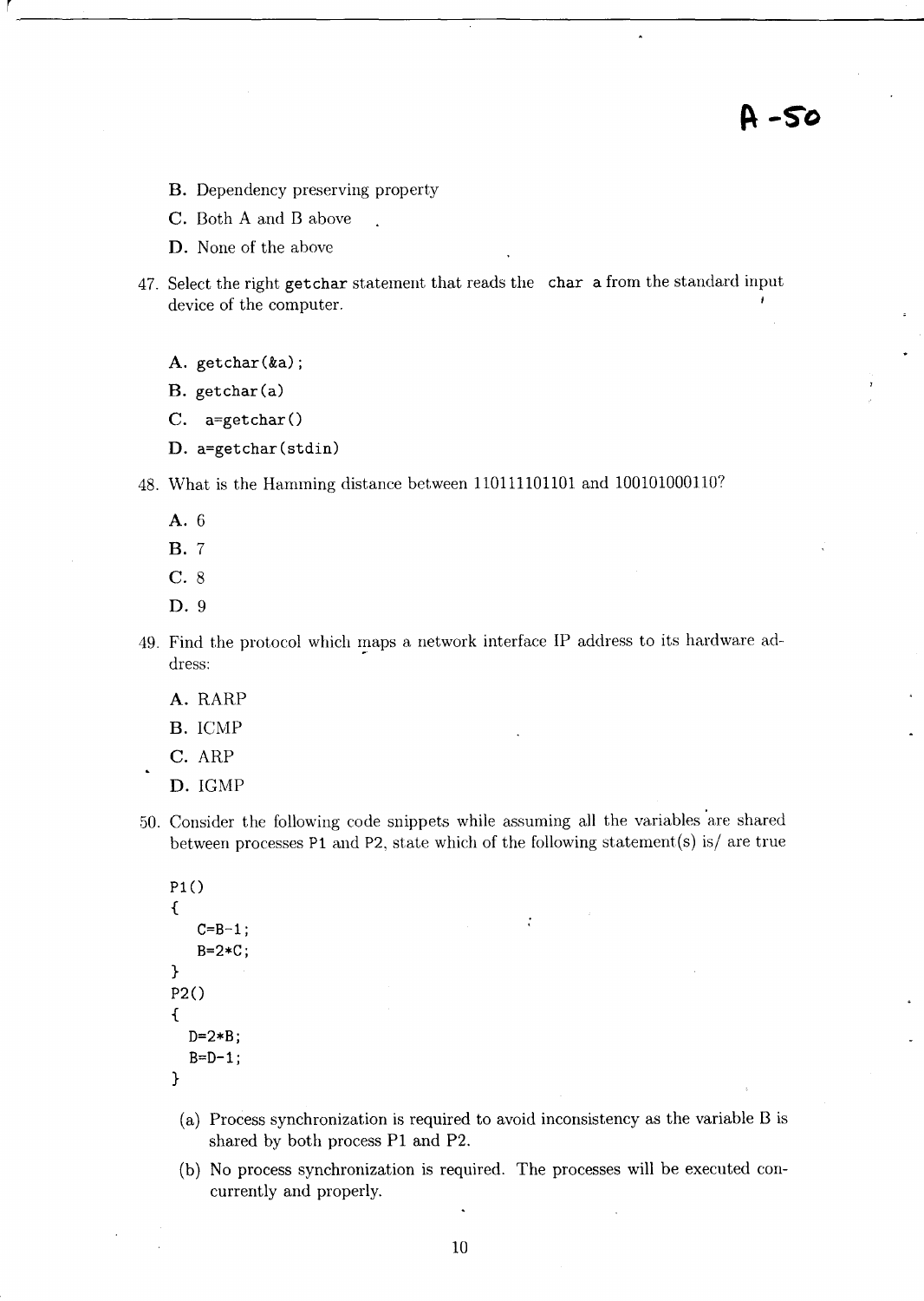B. Dependency preserving property

C. Both A and B above

D. None of the above

47. Select the right `getchar` statement that reads the `char a` from the standard input device of the computer.

    A. `getchar(&a);`

    B. `getchar(a)`

    C. `a=getchar()`

    D. `a=getchar(stdin)`

48. What is the Hamming distance between 110111101101 and 100101000110?

    A. 6

    B. 7

    C. 8

    D. 9

49. Find the protocol which maps a network interface IP address to its hardware address:

    A. RARP

    B. ICMP

    C. ARP

    D. IGMP

50. Consider the following code snippets while assuming all the variables are shared between processes P1 and P2, state which of the following statement(s) is/ are true

```
P1()
{
   C=B-1;
   B=2*C;
}
P2()
{
  D=2*B;
  B=D-1;
}
```

   (a) Process synchronization is required to avoid inconsistency as the variable B is shared by both process P1 and P2.

   (b) No process synchronization is required. The processes will be executed concurrently and properly.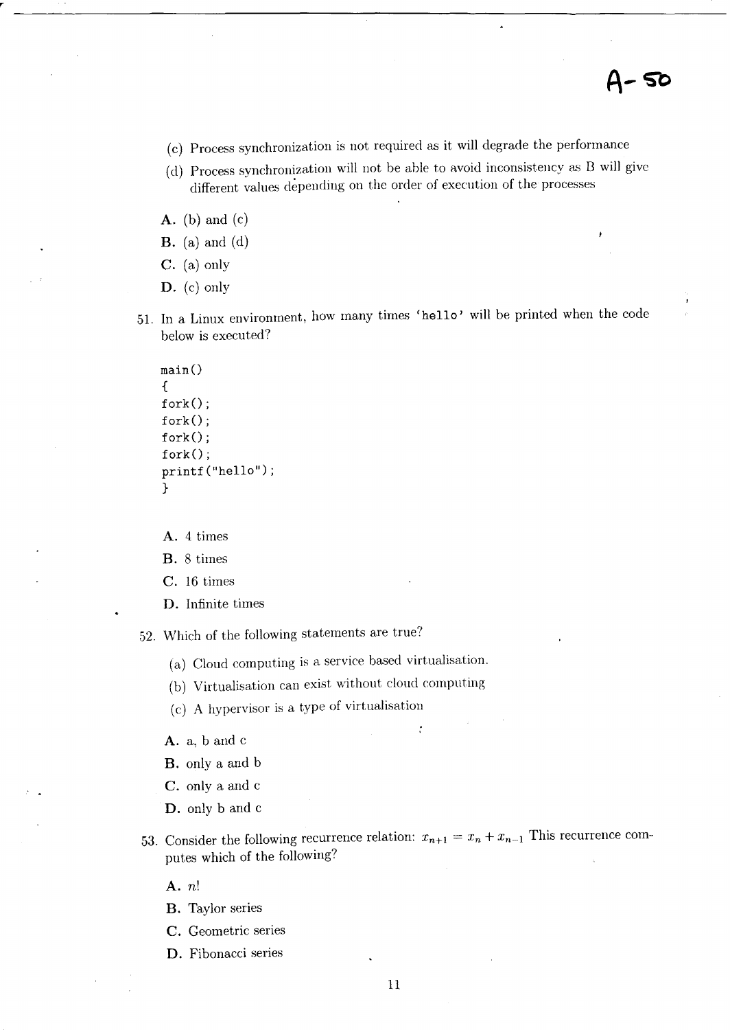(c) Process synchronization is not required as it will degrade the performance

(d) Process synchronization will not be able to avoid inconsistency as B will give different values depending on the order of execution of the processes

**A.** (b) and (c)

**B.** (a) and (d)

**C.** (a) only

**D.** (c) only

51. In a Linux environment, how many times 'hello' will be printed when the code below is executed?

```
main()
{
fork();
fork();
fork();
fork();
printf("hello");
}
```

**A.** 4 times

**B.** 8 times

**C.** 16 times

**D.** Infinite times

52. Which of the following statements are true?

(a) Cloud computing is a service based virtualisation.

(b) Virtualisation can exist without cloud computing

(c) A hypervisor is a type of virtualisation

**A.** a, b and c

**B.** only a and b

**C.** only a and c

**D.** only b and c

53. Consider the following recurrence relation: $x_{n+1} = x_n + x_{n-1}$ This recurrence computes which of the following?

**A.** $n!$

**B.** Taylor series

**C.** Geometric series

**D.** Fibonacci series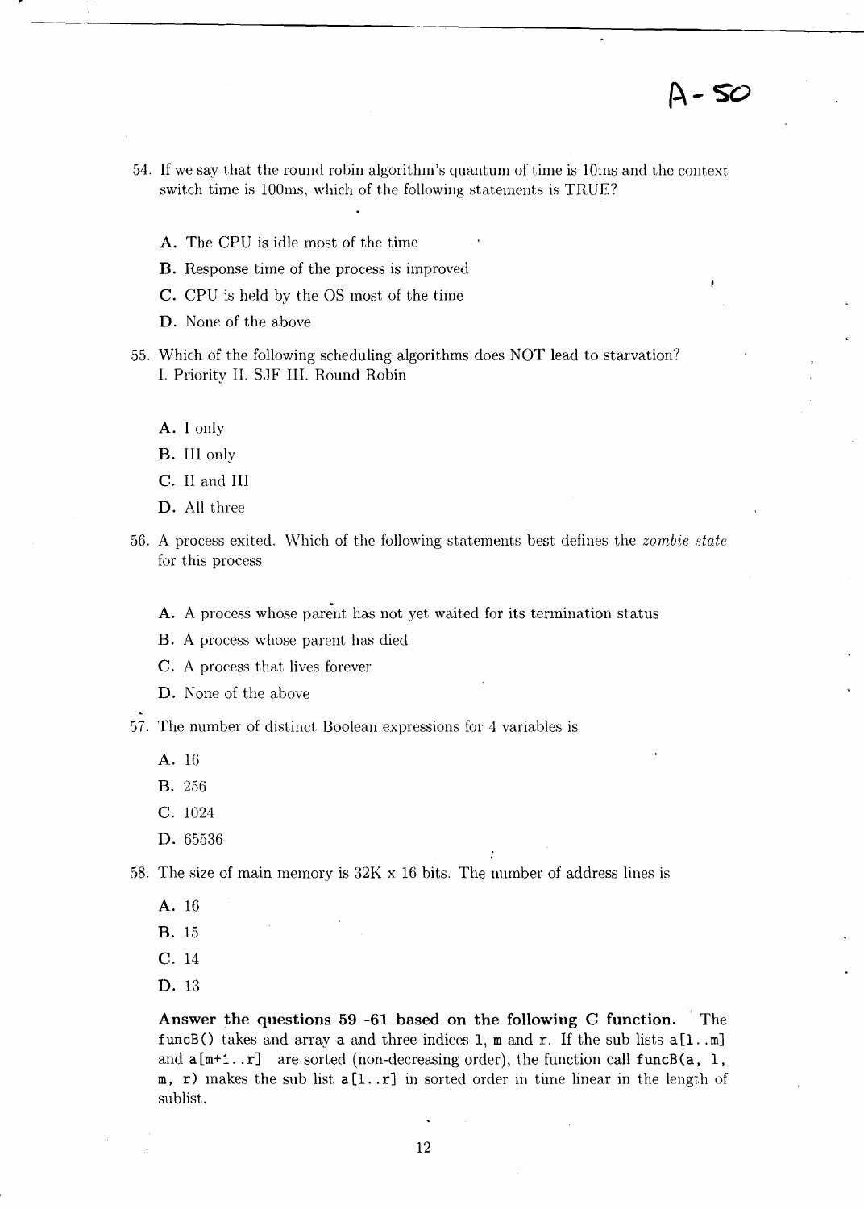A - 50

54. If we say that the round robin algorithm's quantum of time is 10ms and the context switch time is 100ms, which of the following statements is TRUE?

   **A.** The CPU is idle most of the time

   **B.** Response time of the process is improved

   **C.** CPU is held by the OS most of the time

   **D.** None of the above

55. Which of the following scheduling algorithms does NOT lead to starvation?
   I. Priority II. SJF III. Round Robin

   **A.** I only

   **B.** III only

   **C.** II and III

   **D.** All three

56. A process exited. Which of the following statements best defines the *zombie state* for this process

   **A.** A process whose parent has not yet waited for its termination status

   **B.** A process whose parent has died

   **C.** A process that lives forever

   **D.** None of the above

57. The number of distinct Boolean expressions for 4 variables is

   **A.** 16

   **B.** 256

   **C.** 1024

   **D.** 65536

58. The size of main memory is 32K x 16 bits. The number of address lines is

   **A.** 16

   **B.** 15

   **C.** 14

   **D.** 13

**Answer the questions 59 -61 based on the following C function.** The `funcB()` takes and array `a` and three indices `l`, `m` and `r`. If the sub lists `a[l..m]` and `a[m+1..r]` are sorted (non-decreasing order), the function call `funcB(a, l, m, r)` makes the sub list `a[l..r]` in sorted order in time linear in the length of sublist.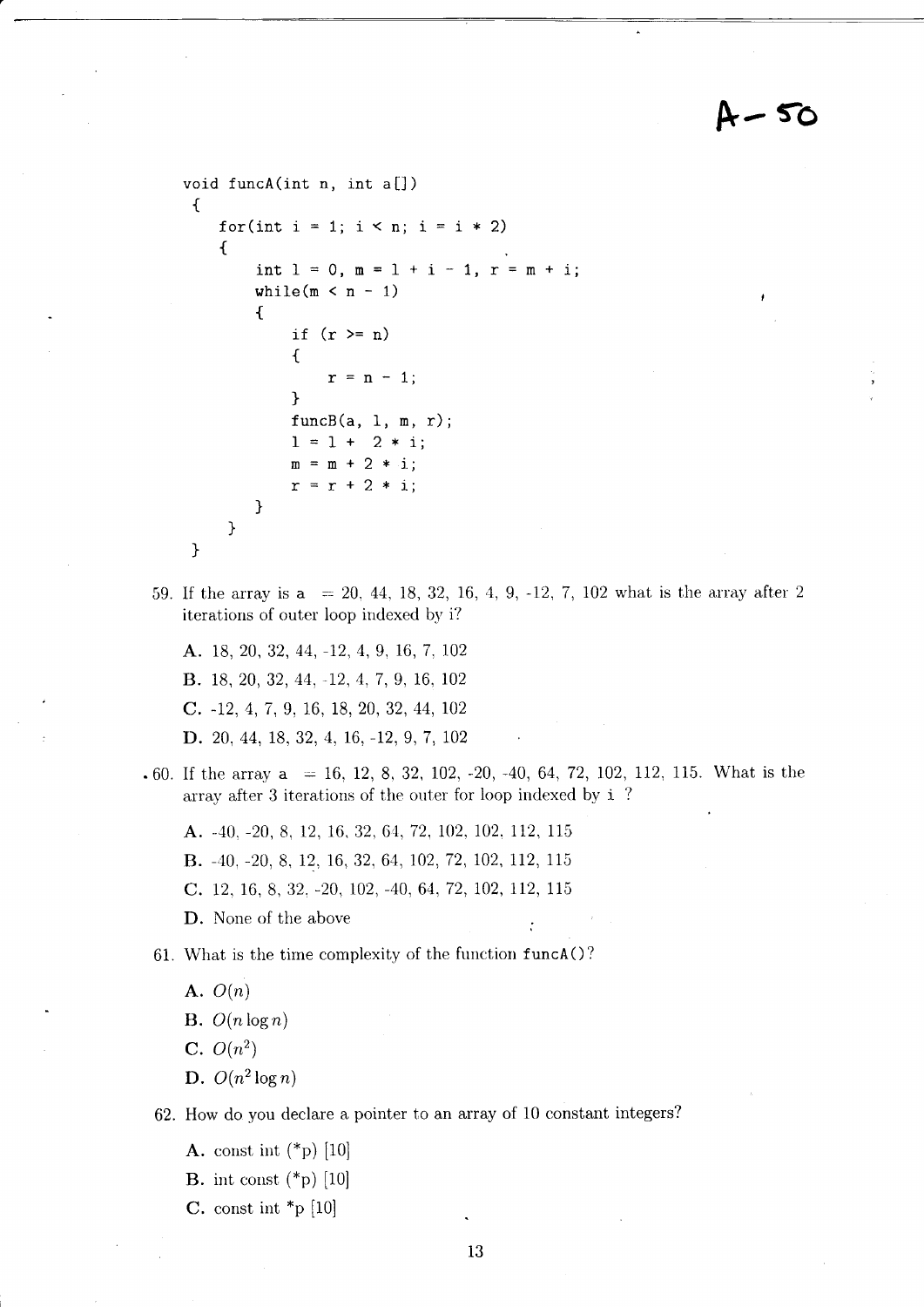A–50

```
void funcA(int n, int a[])
{
    for(int i = 1; i < n; i = i * 2)
    {
        int l = 0, m = l + i - 1, r = m + i;
        while(m < n - 1)
        {
            if (r >= n)
            {
                r = n - 1;
            }
            funcB(a, l, m, r);
            l = l +  2 * i;
            m = m + 2 * i;
            r = r + 2 * i;
        }
    }
}
```

59. If the array is a = 20, 44, 18, 32, 16, 4, 9, -12, 7, 102 what is the array after 2 iterations of outer loop indexed by i?

    **A.** 18, 20, 32, 44, -12, 4, 9, 16, 7, 102

    **B.** 18, 20, 32, 44, -12, 4, 7, 9, 16, 102

    **C.** -12, 4, 7, 9, 16, 18, 20, 32, 44, 102

    **D.** 20, 44, 18, 32, 4, 16, -12, 9, 7, 102

60. If the array a = 16, 12, 8, 32, 102, -20, -40, 64, 72, 102, 112, 115. What is the array after 3 iterations of the outer for loop indexed by i ?

    **A.** -40, -20, 8, 12, 16, 32, 64, 72, 102, 102, 112, 115

    **B.** -40, -20, 8, 12, 16, 32, 64, 102, 72, 102, 112, 115

    **C.** 12, 16, 8, 32, -20, 102, -40, 64, 72, 102, 112, 115

    **D.** None of the above

61. What is the time complexity of the function funcA()?

    **A.** $O(n)$

    **B.** $O(n \log n)$

    **C.** $O(n^2)$

    **D.** $O(n^2 \log n)$

62. How do you declare a pointer to an array of 10 constant integers?

    **A.** const int (*p) [10]

    **B.** int const (*p) [10]

    **C.** const int *p [10]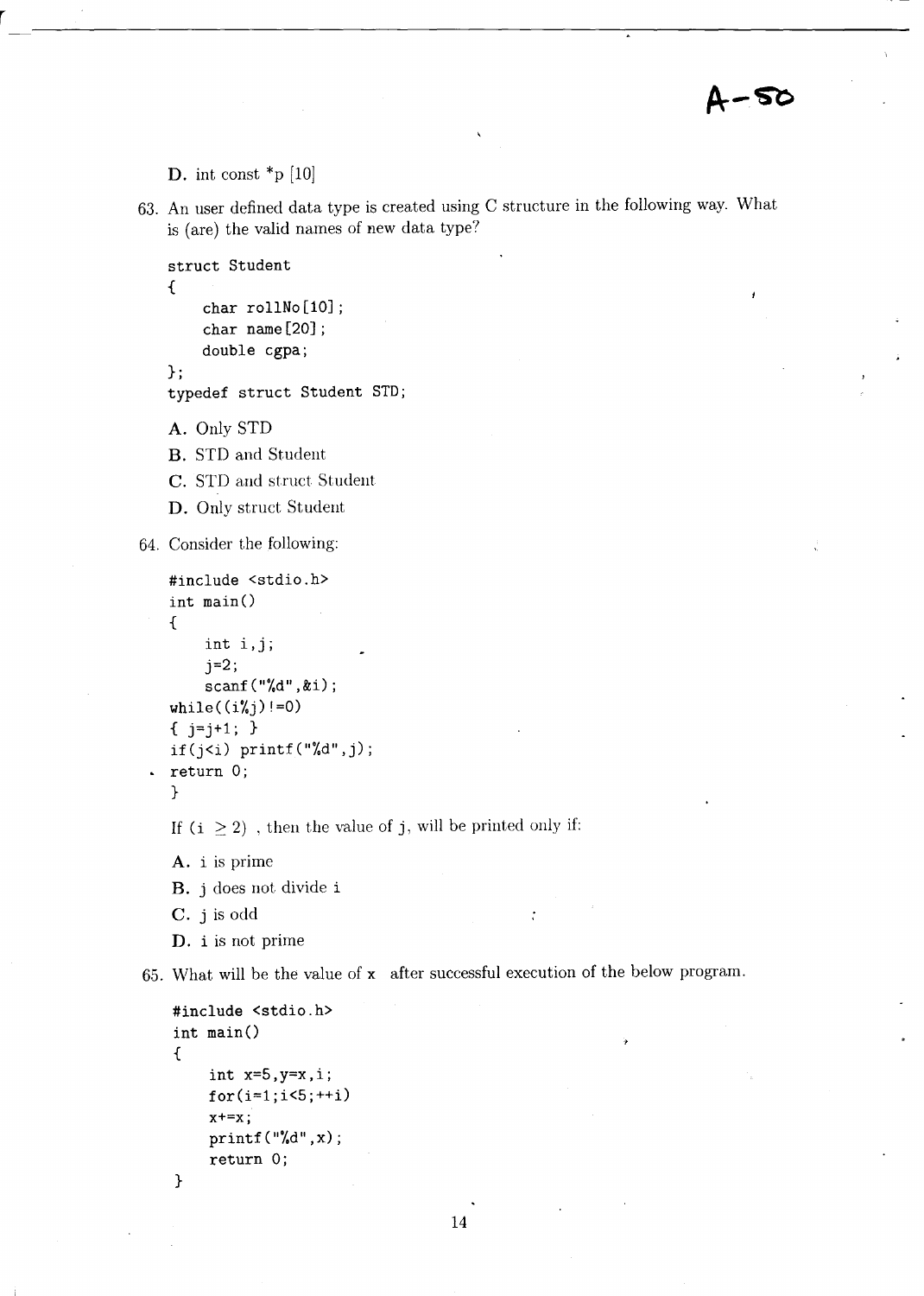A-50

D. int const *p [10]

63. An user defined data type is created using C structure in the following way. What is (are) the valid names of new data type?

```
struct Student
{
    char rollNo[10];
    char name[20];
    double cgpa;
};
typedef struct Student STD;
```

A. Only STD

B. STD and Student

C. STD and struct Student

D. Only struct Student

64. Consider the following:

```
#include <stdio.h>
int main()
{
    int i,j;
    j=2;
    scanf("%d",&i);
while((i%j)!=0)
{ j=j+1; }
if(j<i) printf("%d",j);
return 0;
}
```

If (i $\geq 2$) , then the value of j, will be printed only if:

A. i is prime

B. j does not divide i

C. j is odd

D. i is not prime

65. What will be the value of x after successful execution of the below program.

```
#include <stdio.h>
int main()
{
    int x=5,y=x,i;
    for(i=1;i<5;++i)
    x+=x;
    printf("%d",x);
    return 0;
}
```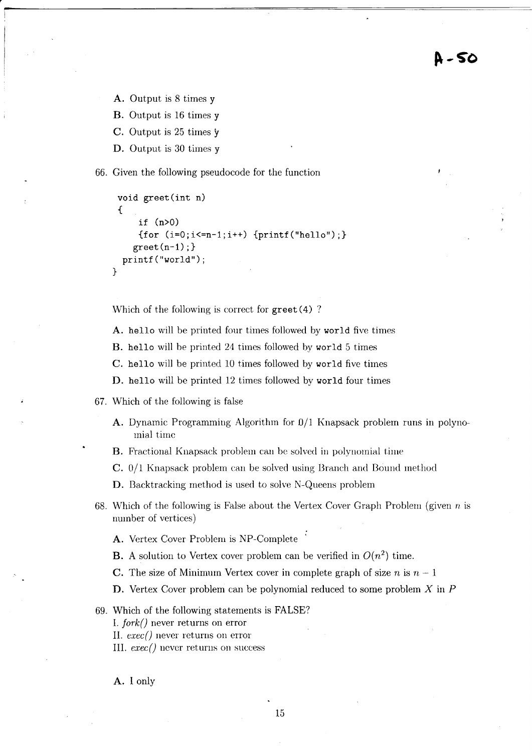**A-50**

A. Output is 8 times y

B. Output is 16 times y

C. Output is 25 times y

D. Output is 30 times y

66. Given the following pseudocode for the function

```
void greet(int n)
{
    if (n>0)
    {for (i=0;i<=n-1;i++) {printf("hello");}
   greet(n-1);}
  printf("world");
}
```

Which of the following is correct for `greet(4)` ?

A. `hello` will be printed four times followed by `world` five times

B. `hello` will be printed 24 times followed by `world` 5 times

C. `hello` will be printed 10 times followed by `world` five times

D. `hello` will be printed 12 times followed by `world` four times

67. Which of the following is false

A. Dynamic Programming Algorithm for 0/1 Knapsack problem runs in polynomial time

B. Fractional Knapsack problem can be solved in polynomial time

C. 0/1 Knapsack problem can be solved using Branch and Bound method

D. Backtracking method is used to solve N-Queens problem

68. Which of the following is False about the Vertex Cover Graph Problem (given $n$ is number of vertices)

A. Vertex Cover Problem is NP-Complete

B. A solution to Vertex cover problem can be verified in $O(n^2)$ time.

C. The size of Minimum Vertex cover in complete graph of size $n$ is $n-1$

D. Vertex Cover problem can be polynomial reduced to some problem $X$ in $P$

69. Which of the following statements is FALSE?
I. *fork()* never returns on error
II. *exec()* never returns on error
III. *exec()* never returns on success

A. I only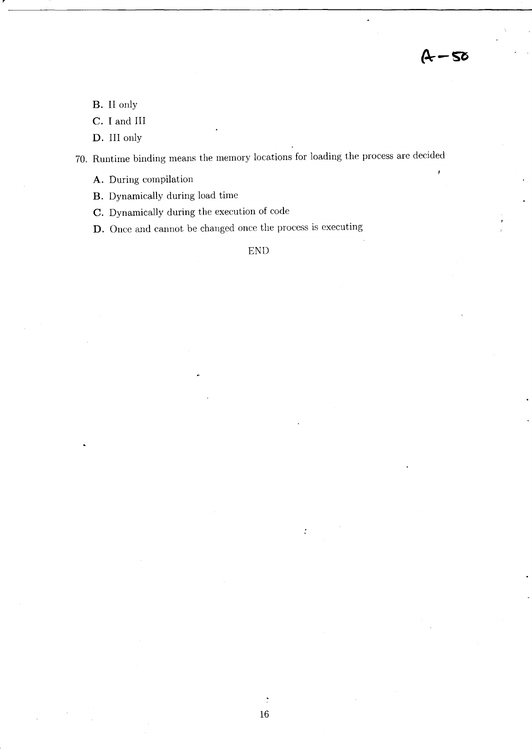A-50

B. II only

C. I and III

D. III only

70. Runtime binding means the memory locations for loading the process are decided

A. During compilation

B. Dynamically during load time

C. Dynamically during the execution of code

D. Once and cannot be changed once the process is executing

END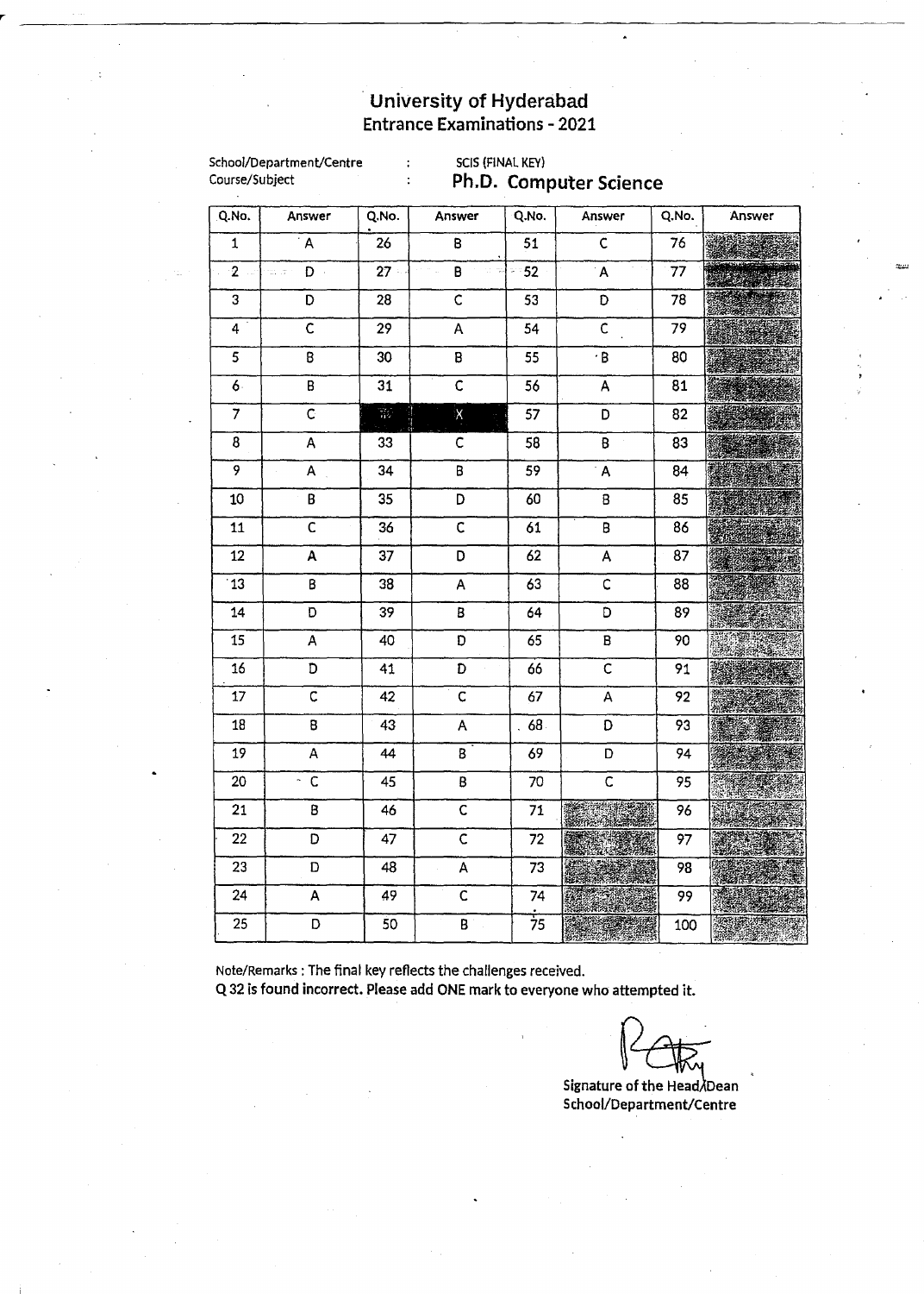# University of Hyderabad
## Entrance Examinations - 2021

School/Department/Centre : SCIS (FINAL KEY)
Course/Subject : **Ph.D. Computer Science**

| Q.No. | Answer | Q.No. | Answer | Q.No. | Answer | Q.No. | Answer |
|---|---|---|---|---|---|---|---|
| 1 | A | 26 | B | 51 | C | 76 | |
| 2 | D | 27 | B | 52 | A | 77 | |
| 3 | D | 28 | C | 53 | D | 78 | |
| 4 | C | 29 | A | 54 | C | 79 | |
| 5 | B | 30 | B | 55 | B | 80 | |
| 6 | B | 31 | C | 56 | A | 81 | |
| 7 | C | 32 | X | 57 | D | 82 | |
| 8 | A | 33 | C | 58 | B | 83 | |
| 9 | A | 34 | B | 59 | A | 84 | |
| 10 | B | 35 | D | 60 | B | 85 | |
| 11 | C | 36 | C | 61 | B | 86 | |
| 12 | A | 37 | D | 62 | A | 87 | |
| 13 | B | 38 | A | 63 | C | 88 | |
| 14 | D | 39 | B | 64 | D | 89 | |
| 15 | A | 40 | D | 65 | B | 90 | |
| 16 | D | 41 | D | 66 | C | 91 | |
| 17 | C | 42 | C | 67 | A | 92 | |
| 18 | B | 43 | A | 68 | D | 93 | |
| 19 | A | 44 | B | 69 | D | 94 | |
| 20 | C | 45 | B | 70 | C | 95 | |
| 21 | B | 46 | C | 71 | | 96 | |
| 22 | D | 47 | C | 72 | | 97 | |
| 23 | D | 48 | A | 73 | | 98 | |
| 24 | A | 49 | C | 74 | | 99 | |
| 25 | D | 50 | B | 75 | | 100 | |

Note/Remarks : The final key reflects the challenges received.
**Q 32 is found incorrect. Please add ONE mark to everyone who attempted it.**

Signature of the Head/Dean
School/Department/Centre